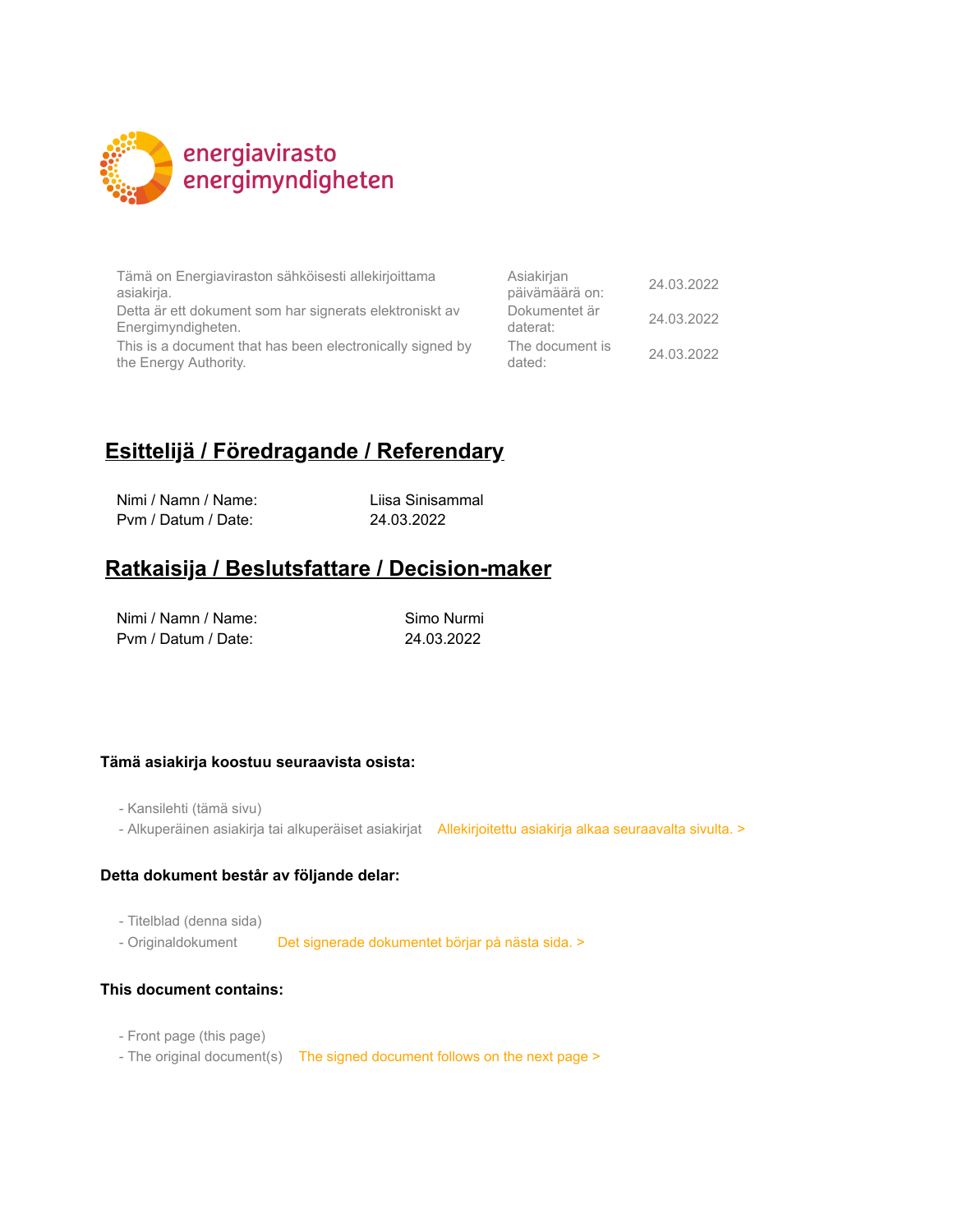energiavirasto
energimyndigheten

| | | |
|---|---|---|
| Tämä on Energiaviraston sähköisesti allekirjoittama asiakirja. | Asiakirjan päivämäärä on: | 24.03.2022 |
| Detta är ett dokument som har signerats elektroniskt av Energimyndigheten. | Dokumentet är daterat: | 24.03.2022 |
| This is a document that has been electronically signed by the Energy Authority. | The document is dated: | 24.03.2022 |

## Esittelijä / Föredragande / Referendary

| | |
|---|---|
| Nimi / Namn / Name: | Liisa Sinisammal |
| Pvm / Datum / Date: | 24.03.2022 |

## Ratkaisija / Beslutsfattare / Decision-maker

| | |
|---|---|
| Nimi / Namn / Name: | Simo Nurmi |
| Pvm / Datum / Date: | 24.03.2022 |

**Tämä asiakirja koostuu seuraavista osista:**

- Kansilehti (tämä sivu)
- Alkuperäinen asiakirja tai alkuperäiset asiakirjat Allekirjoitettu asiakirja alkaa seuraavalta sivulta. >

**Detta dokument består av följande delar:**

- Titelblad (denna sida)
- Originaldokument Det signerade dokumentet börjar på nästa sida. >

**This document contains:**

- Front page (this page)
- The original document(s) The signed document follows on the next page >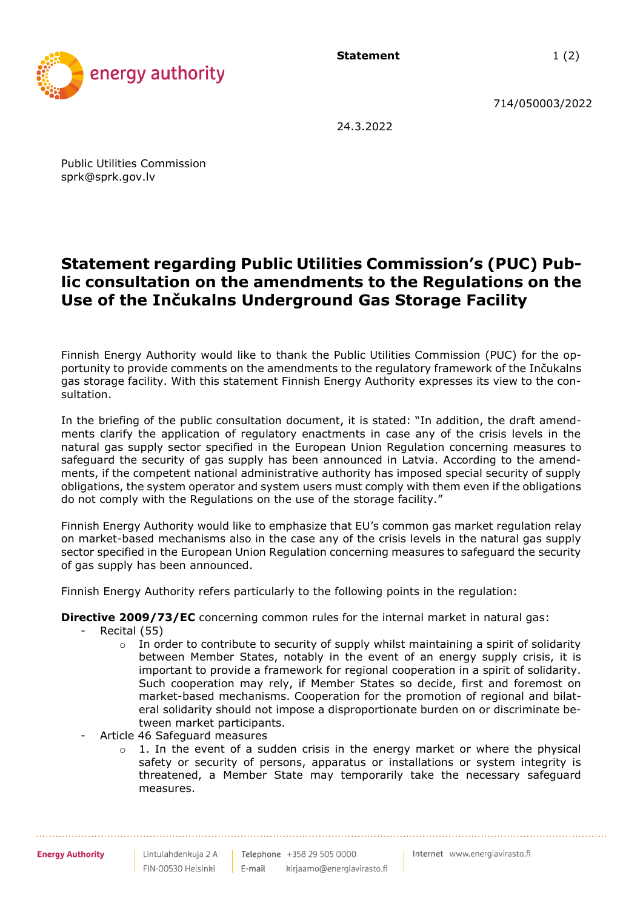Statement

714/050003/2022

24.3.2022

Public Utilities Commission
sprk@sprk.gov.lv

# Statement regarding Public Utilities Commission's (PUC) Public consultation on the amendments to the Regulations on the Use of the Inčukalns Underground Gas Storage Facility

Finnish Energy Authority would like to thank the Public Utilities Commission (PUC) for the opportunity to provide comments on the amendments to the regulatory framework of the Inčukalns gas storage facility. With this statement Finnish Energy Authority expresses its view to the consultation.

In the briefing of the public consultation document, it is stated: "In addition, the draft amendments clarify the application of regulatory enactments in case any of the crisis levels in the natural gas supply sector specified in the European Union Regulation concerning measures to safeguard the security of gas supply has been announced in Latvia. According to the amendments, if the competent national administrative authority has imposed special security of supply obligations, the system operator and system users must comply with them even if the obligations do not comply with the Regulations on the use of the storage facility."

Finnish Energy Authority would like to emphasize that EU's common gas market regulation relay on market-based mechanisms also in the case any of the crisis levels in the natural gas supply sector specified in the European Union Regulation concerning measures to safeguard the security of gas supply has been announced.

Finnish Energy Authority refers particularly to the following points in the regulation:

**Directive 2009/73/EC** concerning common rules for the internal market in natural gas:

- Recital (55)
  - In order to contribute to security of supply whilst maintaining a spirit of solidarity between Member States, notably in the event of an energy supply crisis, it is important to provide a framework for regional cooperation in a spirit of solidarity. Such cooperation may rely, if Member States so decide, first and foremost on market-based mechanisms. Cooperation for the promotion of regional and bilateral solidarity should not impose a disproportionate burden on or discriminate between market participants.
- Article 46 Safeguard measures
  - 1. In the event of a sudden crisis in the energy market or where the physical safety or security of persons, apparatus or installations or system integrity is threatened, a Member State may temporarily take the necessary safeguard measures.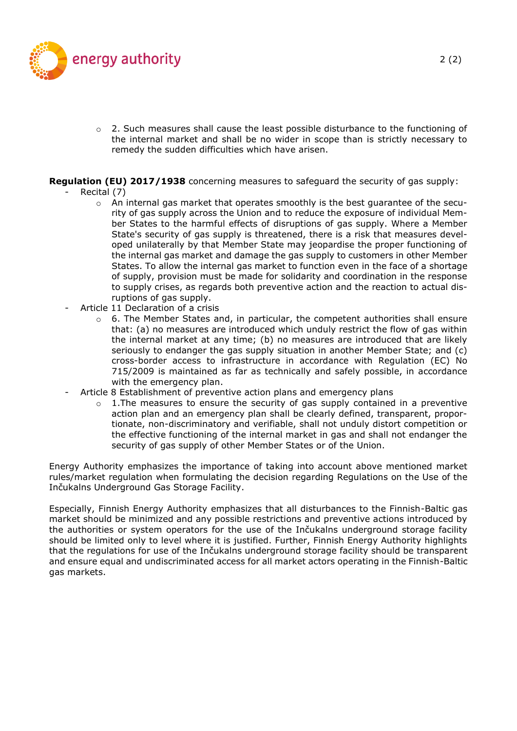- 2. Such measures shall cause the least possible disturbance to the functioning of the internal market and shall be no wider in scope than is strictly necessary to remedy the sudden difficulties which have arisen.

**Regulation (EU) 2017/1938** concerning measures to safeguard the security of gas supply:

- Recital (7)
  - An internal gas market that operates smoothly is the best guarantee of the security of gas supply across the Union and to reduce the exposure of individual Member States to the harmful effects of disruptions of gas supply. Where a Member State's security of gas supply is threatened, there is a risk that measures developed unilaterally by that Member State may jeopardise the proper functioning of the internal gas market and damage the gas supply to customers in other Member States. To allow the internal gas market to function even in the face of a shortage of supply, provision must be made for solidarity and coordination in the response to supply crises, as regards both preventive action and the reaction to actual disruptions of gas supply.
- Article 11 Declaration of a crisis
  - 6. The Member States and, in particular, the competent authorities shall ensure that: (a) no measures are introduced which unduly restrict the flow of gas within the internal market at any time; (b) no measures are introduced that are likely seriously to endanger the gas supply situation in another Member State; and (c) cross-border access to infrastructure in accordance with Regulation (EC) No 715/2009 is maintained as far as technically and safely possible, in accordance with the emergency plan.
- Article 8 Establishment of preventive action plans and emergency plans
  - 1.The measures to ensure the security of gas supply contained in a preventive action plan and an emergency plan shall be clearly defined, transparent, proportionate, non-discriminatory and verifiable, shall not unduly distort competition or the effective functioning of the internal market in gas and shall not endanger the security of gas supply of other Member States or of the Union.

Energy Authority emphasizes the importance of taking into account above mentioned market rules/market regulation when formulating the decision regarding Regulations on the Use of the Inčukalns Underground Gas Storage Facility.

Especially, Finnish Energy Authority emphasizes that all disturbances to the Finnish-Baltic gas market should be minimized and any possible restrictions and preventive actions introduced by the authorities or system operators for the use of the Inčukalns underground storage facility should be limited only to level where it is justified. Further, Finnish Energy Authority highlights that the regulations for use of the Inčukalns underground storage facility should be transparent and ensure equal and undiscriminated access for all market actors operating in the Finnish-Baltic gas markets.